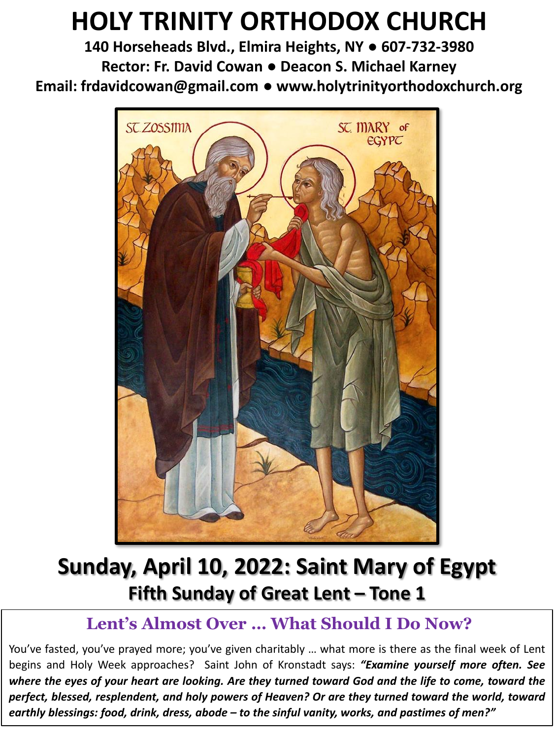# HOLY TRINITY ORTHODOX CHURCH

**140 Horseheads Blvd., Elmira Heights, NY • 607-732-3980**
**Rector: Fr. David Cowan • Deacon S. Michael Karney**
**Email: frdavidcowan@gmail.com • www.holytrinityorthodoxchurch.org**

## Sunday, April 10, 2022: Saint Mary of Egypt

### Fifth Sunday of Great Lent – Tone 1

### Lent's Almost Over … What Should I Do Now?

You've fasted, you've prayed more; you've given charitably … what more is there as the final week of Lent begins and Holy Week approaches? Saint John of Kronstadt says: ***"Examine yourself more often. See where the eyes of your heart are looking. Are they turned toward God and the life to come, toward the perfect, blessed, resplendent, and holy powers of Heaven? Or are they turned toward the world, toward earthly blessings: food, drink, dress, abode – to the sinful vanity, works, and pastimes of men?"***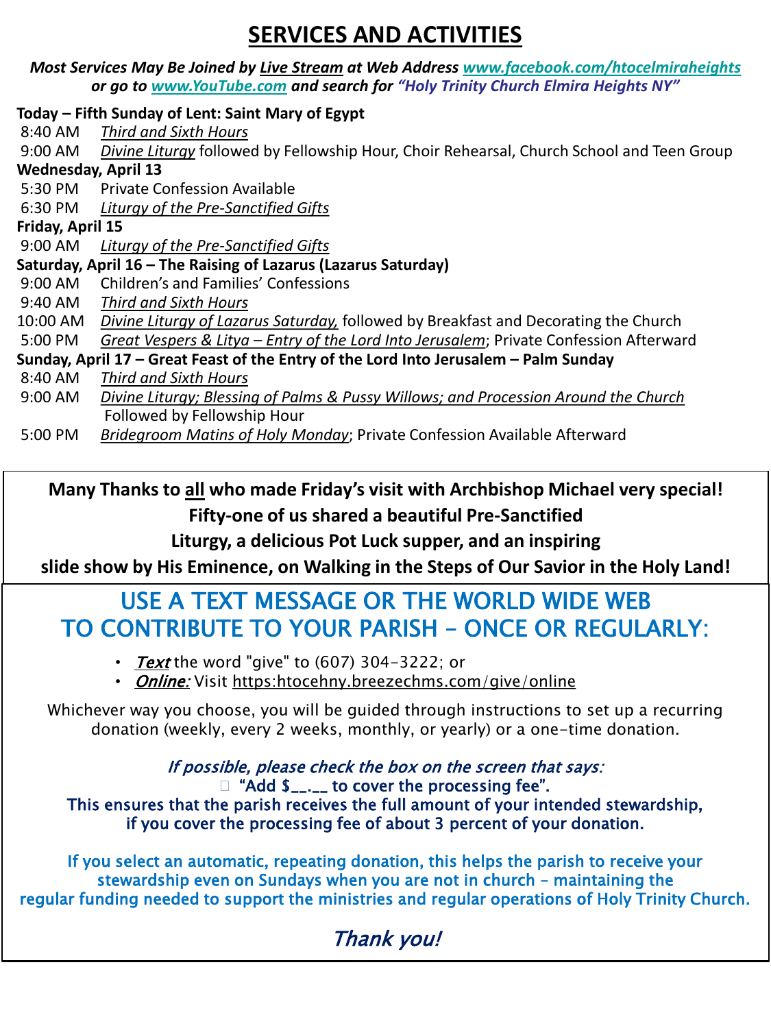# SERVICES AND ACTIVITIES

***Most Services May Be Joined by Live Stream at Web Address www.facebook.com/htocelmiraheights or go to www.YouTube.com and search for "Holy Trinity Church Elmira Heights NY"***

**Today – Fifth Sunday of Lent: Saint Mary of Egypt**

8:40 AM *Third and Sixth Hours*

9:00 AM *Divine Liturgy* followed by Fellowship Hour, Choir Rehearsal, Church School and Teen Group

**Wednesday, April 13**

5:30 PM Private Confession Available

6:30 PM *Liturgy of the Pre-Sanctified Gifts*

**Friday, April 15**

9:00 AM *Liturgy of the Pre-Sanctified Gifts*

**Saturday, April 16 – The Raising of Lazarus (Lazarus Saturday)**

9:00 AM Children's and Families' Confessions

9:40 AM *Third and Sixth Hours*

10:00 AM *Divine Liturgy of Lazarus Saturday,* followed by Breakfast and Decorating the Church

5:00 PM *Great Vespers & Litya – Entry of the Lord Into Jerusalem*; Private Confession Afterward

**Sunday, April 17 – Great Feast of the Entry of the Lord Into Jerusalem – Palm Sunday**

8:40 AM *Third and Sixth Hours*

9:00 AM *Divine Liturgy; Blessing of Palms & Pussy Willows; and Procession Around the Church* Followed by Fellowship Hour

5:00 PM *Bridegroom Matins of Holy Monday*; Private Confession Available Afterward

---

**Many Thanks to all who made Friday's visit with Archbishop Michael very special! Fifty-one of us shared a beautiful Pre-Sanctified Liturgy, a delicious Pot Luck supper, and an inspiring slide show by His Eminence, on Walking in the Steps of Our Savior in the Holy Land!**

---

## USE A TEXT MESSAGE OR THE WORLD WIDE WEB TO CONTRIBUTE TO YOUR PARISH – ONCE OR REGULARLY:

- ***Text*** the word "give" to (607) 304-3222; or
- ***Online:*** Visit https:htocehny.breezechms.com/give/online

Whichever way you choose, you will be guided through instructions to set up a recurring donation (weekly, every 2 weeks, monthly, or yearly) or a one-time donation.

*If possible, please check the box on the screen that says:*

☐ **"Add $__.__ to cover the processing fee".**

**This ensures that the parish receives the full amount of your intended stewardship, if you cover the processing fee of about 3 percent of your donation.**

**If you select an automatic, repeating donation, this helps the parish to receive your stewardship even on Sundays when you are not in church – maintaining the regular funding needed to support the ministries and regular operations of Holy Trinity Church.**

*Thank you!*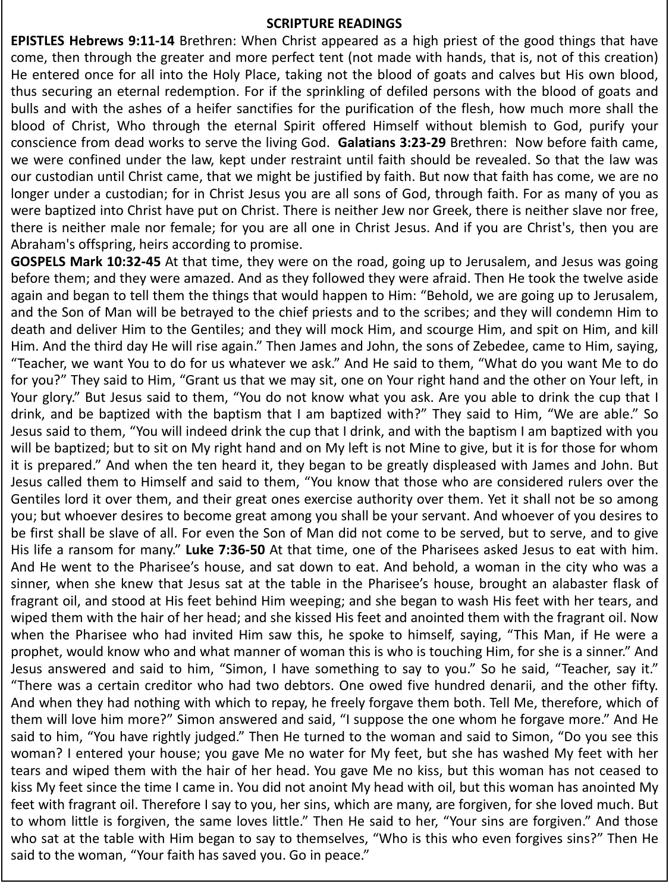## SCRIPTURE READINGS

**EPISTLES Hebrews 9:11-14** Brethren: When Christ appeared as a high priest of the good things that have come, then through the greater and more perfect tent (not made with hands, that is, not of this creation) He entered once for all into the Holy Place, taking not the blood of goats and calves but His own blood, thus securing an eternal redemption. For if the sprinkling of defiled persons with the blood of goats and bulls and with the ashes of a heifer sanctifies for the purification of the flesh, how much more shall the blood of Christ, Who through the eternal Spirit offered Himself without blemish to God, purify your conscience from dead works to serve the living God. **Galatians 3:23-29** Brethren: Now before faith came, we were confined under the law, kept under restraint until faith should be revealed. So that the law was our custodian until Christ came, that we might be justified by faith. But now that faith has come, we are no longer under a custodian; for in Christ Jesus you are all sons of God, through faith. For as many of you as were baptized into Christ have put on Christ. There is neither Jew nor Greek, there is neither slave nor free, there is neither male nor female; for you are all one in Christ Jesus. And if you are Christ's, then you are Abraham's offspring, heirs according to promise.

**GOSPELS Mark 10:32-45** At that time, they were on the road, going up to Jerusalem, and Jesus was going before them; and they were amazed. And as they followed they were afraid. Then He took the twelve aside again and began to tell them the things that would happen to Him: "Behold, we are going up to Jerusalem, and the Son of Man will be betrayed to the chief priests and to the scribes; and they will condemn Him to death and deliver Him to the Gentiles; and they will mock Him, and scourge Him, and spit on Him, and kill Him. And the third day He will rise again." Then James and John, the sons of Zebedee, came to Him, saying, "Teacher, we want You to do for us whatever we ask." And He said to them, "What do you want Me to do for you?" They said to Him, "Grant us that we may sit, one on Your right hand and the other on Your left, in Your glory." But Jesus said to them, "You do not know what you ask. Are you able to drink the cup that I drink, and be baptized with the baptism that I am baptized with?" They said to Him, "We are able." So Jesus said to them, "You will indeed drink the cup that I drink, and with the baptism I am baptized with you will be baptized; but to sit on My right hand and on My left is not Mine to give, but it is for those for whom it is prepared." And when the ten heard it, they began to be greatly displeased with James and John. But Jesus called them to Himself and said to them, "You know that those who are considered rulers over the Gentiles lord it over them, and their great ones exercise authority over them. Yet it shall not be so among you; but whoever desires to become great among you shall be your servant. And whoever of you desires to be first shall be slave of all. For even the Son of Man did not come to be served, but to serve, and to give His life a ransom for many." **Luke 7:36-50** At that time, one of the Pharisees asked Jesus to eat with him. And He went to the Pharisee's house, and sat down to eat. And behold, a woman in the city who was a sinner, when she knew that Jesus sat at the table in the Pharisee's house, brought an alabaster flask of fragrant oil, and stood at His feet behind Him weeping; and she began to wash His feet with her tears, and wiped them with the hair of her head; and she kissed His feet and anointed them with the fragrant oil. Now when the Pharisee who had invited Him saw this, he spoke to himself, saying, "This Man, if He were a prophet, would know who and what manner of woman this is who is touching Him, for she is a sinner." And Jesus answered and said to him, "Simon, I have something to say to you." So he said, "Teacher, say it." "There was a certain creditor who had two debtors. One owed five hundred denarii, and the other fifty. And when they had nothing with which to repay, he freely forgave them both. Tell Me, therefore, which of them will love him more?" Simon answered and said, "I suppose the one whom he forgave more." And He said to him, "You have rightly judged." Then He turned to the woman and said to Simon, "Do you see this woman? I entered your house; you gave Me no water for My feet, but she has washed My feet with her tears and wiped them with the hair of her head. You gave Me no kiss, but this woman has not ceased to kiss My feet since the time I came in. You did not anoint My head with oil, but this woman has anointed My feet with fragrant oil. Therefore I say to you, her sins, which are many, are forgiven, for she loved much. But to whom little is forgiven, the same loves little." Then He said to her, "Your sins are forgiven." And those who sat at the table with Him began to say to themselves, "Who is this who even forgives sins?" Then He said to the woman, "Your faith has saved you. Go in peace."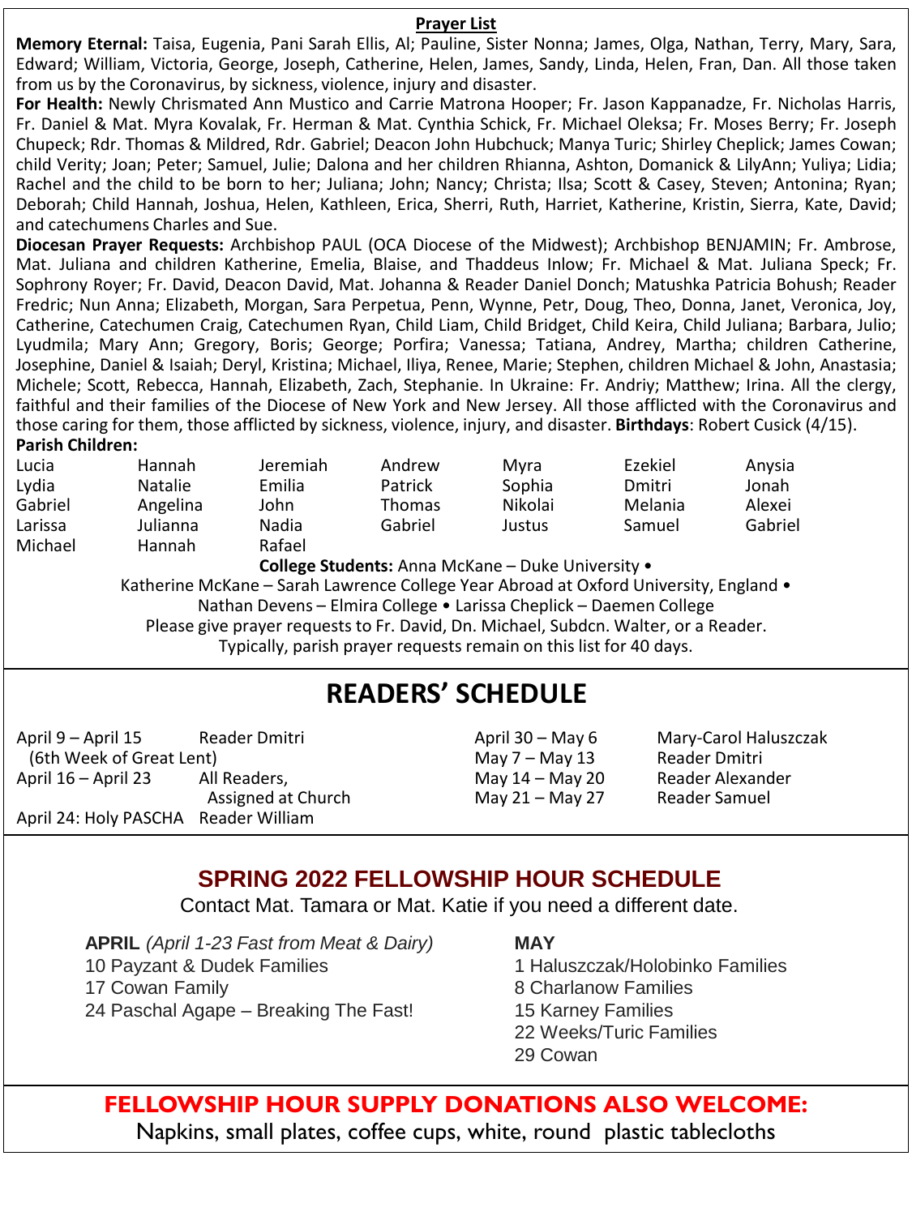## Prayer List

**Memory Eternal:** Taisa, Eugenia, Pani Sarah Ellis, Al; Pauline, Sister Nonna; James, Olga, Nathan, Terry, Mary, Sara, Edward; William, Victoria, George, Joseph, Catherine, Helen, James, Sandy, Linda, Helen, Fran, Dan. All those taken from us by the Coronavirus, by sickness, violence, injury and disaster.

**For Health:** Newly Chrismated Ann Mustico and Carrie Matrona Hooper; Fr. Jason Kappanadze, Fr. Nicholas Harris, Fr. Daniel & Mat. Myra Kovalak, Fr. Herman & Mat. Cynthia Schick, Fr. Michael Oleksa; Fr. Moses Berry; Fr. Joseph Chupeck; Rdr. Thomas & Mildred, Rdr. Gabriel; Deacon John Hubchuck; Manya Turic; Shirley Cheplick; James Cowan; child Verity; Joan; Peter; Samuel, Julie; Dalona and her children Rhianna, Ashton, Domanick & LilyAnn; Yuliya; Lidia; Rachel and the child to be born to her; Juliana; John; Nancy; Christa; Ilsa; Scott & Casey, Steven; Antonina; Ryan; Deborah; Child Hannah, Joshua, Helen, Kathleen, Erica, Sherri, Ruth, Harriet, Katherine, Kristin, Sierra, Kate, David; and catechumens Charles and Sue.

**Diocesan Prayer Requests:** Archbishop PAUL (OCA Diocese of the Midwest); Archbishop BENJAMIN; Fr. Ambrose, Mat. Juliana and children Katherine, Emelia, Blaise, and Thaddeus Inlow; Fr. Michael & Mat. Juliana Speck; Fr. Sophrony Royer; Fr. David, Deacon David, Mat. Johanna & Reader Daniel Donch; Matushka Patricia Bohush; Reader Fredric; Nun Anna; Elizabeth, Morgan, Sara Perpetua, Penn, Wynne, Petr, Doug, Theo, Donna, Janet, Veronica, Joy, Catherine, Catechumen Craig, Catechumen Ryan, Child Liam, Child Bridget, Child Keira, Child Juliana; Barbara, Julio; Lyudmila; Mary Ann; Gregory, Boris; George; Porfira; Vanessa; Tatiana, Andrey, Martha; children Catherine, Josephine, Daniel & Isaiah; Deryl, Kristina; Michael, Iliya, Renee, Marie; Stephen, children Michael & John, Anastasia; Michele; Scott, Rebecca, Hannah, Elizabeth, Zach, Stephanie. In Ukraine: Fr. Andriy; Matthew; Irina. All the clergy, faithful and their families of the Diocese of New York and New Jersey. All those afflicted with the Coronavirus and those caring for them, those afflicted by sickness, violence, injury, and disaster. **Birthdays**: Robert Cusick (4/15).

**Parish Children:**

| | | | | | | |
|---|---|---|---|---|---|---|
| Lucia | Hannah | Jeremiah | Andrew | Myra | Ezekiel | Anysia |
| Lydia | Natalie | Emilia | Patrick | Sophia | Dmitri | Jonah |
| Gabriel | Angelina | John | Thomas | Nikolai | Melania | Alexei |
| Larissa | Julianna | Nadia | Gabriel | Justus | Samuel | Gabriel |
| Michael | Hannah | Rafael | | | | |

**College Students:** Anna McKane – Duke University • Katherine McKane – Sarah Lawrence College Year Abroad at Oxford University, England • Nathan Devens – Elmira College • Larissa Cheplick – Daemen College

Please give prayer requests to Fr. David, Dn. Michael, Subdcn. Walter, or a Reader. Typically, parish prayer requests remain on this list for 40 days.

# READERS' SCHEDULE

| | |
|---|---|
| April 9 – April 15 (6th Week of Great Lent) | Reader Dmitri |
| April 16 – April 23 | All Readers, Assigned at Church |
| April 24: Holy PASCHA | Reader William |
| April 30 – May 6 | Mary-Carol Haluszczak |
| May 7 – May 13 | Reader Dmitri |
| May 14 – May 20 | Reader Alexander |
| May 21 – May 27 | Reader Samuel |

## SPRING 2022 FELLOWSHIP HOUR SCHEDULE

Contact Mat. Tamara or Mat. Katie if you need a different date.

**APRIL** *(April 1-23 Fast from Meat & Dairy)*

10 Payzant & Dudek Families
17 Cowan Family
24 Paschal Agape – Breaking The Fast!

**MAY**

1 Haluszczak/Holobinko Families
8 Charlanow Families
15 Karney Families
22 Weeks/Turic Families
29 Cowan

## FELLOWSHIP HOUR SUPPLY DONATIONS ALSO WELCOME:

Napkins, small plates, coffee cups, white, round plastic tablecloths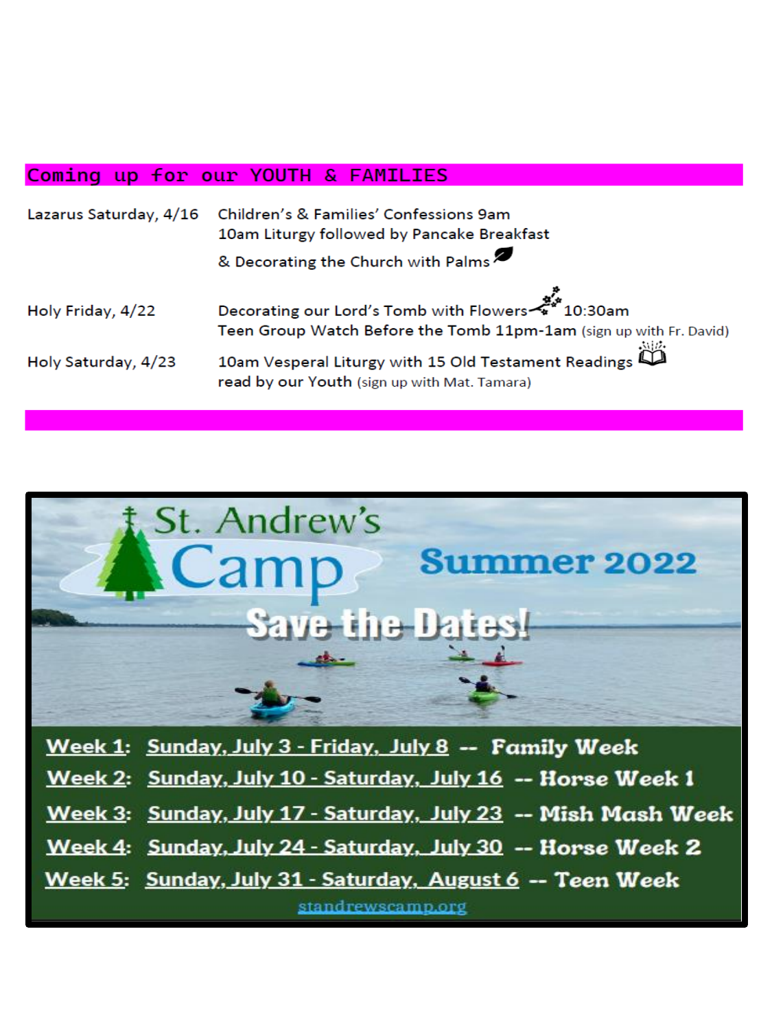## Coming up for our YOUTH & FAMILIES

| | |
|---|---|
| Lazarus Saturday, 4/16 | Children's & Families' Confessions 9am<br>10am Liturgy followed by Pancake Breakfast<br>& Decorating the Church with Palms |
| Holy Friday, 4/22 | Decorating our Lord's Tomb with Flowers 10:30am<br>Teen Group Watch Before the Tomb 11pm-1am (sign up with Fr. David) |
| Holy Saturday, 4/23 | 10am Vesperal Liturgy with 15 Old Testament Readings<br>read by our Youth (sign up with Mat. Tamara) |

## St. Andrew's Camp

### Summer 2022

### Save the Dates!

**Week 1:** Sunday, July 3 - Friday, July 8 -- **Family Week**

**Week 2:** Sunday, July 10 - Saturday, July 16 -- **Horse Week 1**

**Week 3:** Sunday, July 17 - Saturday, July 23 -- **Mish Mash Week**

**Week 4:** Sunday, July 24 - Saturday, July 30 -- **Horse Week 2**

**Week 5:** Sunday, July 31 - Saturday, August 6 -- **Teen Week**

standrewscamp.org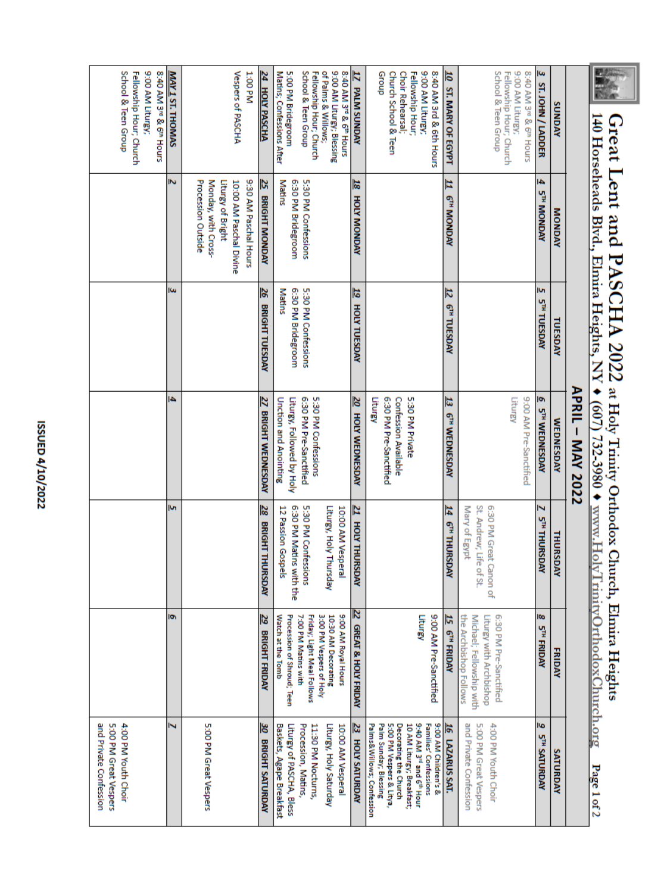# Great Lent and PASCHA 2022 at Holy Trinity Orthodox Church, Elmira Heights

140 Horseheads Blvd, Elmira Heights, NY ♦ (607) 732-3980 ♦ www.HolyTrinityOrthodoxChurch.org

## APRIL – MAY 2022

| SUNDAY | MONDAY | TUESDAY | WEDNESDAY | THURSDAY | FRIDAY | SATURDAY |
|---|---|---|---|---|---|---|
| **3 ST. JOHN / LADDER** 8:40 AM 3rd & 6th Hours 9:00 AM Liturgy; Fellowship Hour; Church School & Teen Group | **4 5TH MONDAY** | **5 5TH TUESDAY** | **6 5TH WEDNESDAY** 9:00 AM Pre-Sanctified Liturgy | **7 5TH THURSDAY** 6:30 PM Great Canon of St. Andrew; Life of St. Mary of Egypt | **8 5TH FRIDAY** 6:30 PM Pre-Sanctified Liturgy with Archbishop Michael; Fellowship with the Archbishop Follows | **9 5TH SATURDAY** 4:00 PM Youth Choir 5:00 PM Great Vespers and Private Confession |
| **10 ST. MARY OF EGYPT** 8:40 AM 3rd & 6th Hours 9:00 AM Liturgy; Fellowship Hour; Choir Rehearsal; Church School & Teen Group | **11 6TH MONDAY** | **12 6TH TUESDAY** | **13 6TH WEDNESDAY** 5:30 PM Private Confession Available 6:30 PM Pre-Sanctified Liturgy | **14 6TH THURSDAY** | **15 6TH FRIDAY** 9:00 AM Pre-Sanctified Liturgy | **16 LAZARUS SAT.** 9:00 AM Children's & Families' Confessions 9:40 AM 3rd and 6th Hour 10 AM Liturgy; Breakfast; Decorating the Church 5:00 PM Vespers & Litya, Palm Sunday; Blessing Palms&Willows; Confession |
| **17 PALM SUNDAY** 8:40 AM 3rd & 6th Hours 9:00 AM Liturgy; Blessing of Palms & Willows; Fellowship Hour; Church School & Teen Group 5:00 PM Bridegroom Matins; Confessions After | **18 HOLY MONDAY** 5:30 PM Confessions 6:30 PM Bridegroom Matins | **19 HOLY TUESDAY** 5:30 PM Confessions 6:30 PM Bridegroom Matins | **20 HOLY WEDNESDAY** 5:30 PM Confessions 6:30 PM Pre-Sanctified Liturgy, Followed by Holy Unction and Anointing | **21 HOLY THURSDAY** 10:00 AM Vesperal Liturgy, Holy Thursday 5:30 PM Confessions 6:30 PM Matins with the 12 Passion Gospels | **22 GREAT & HOLY FRIDAY** 9:00 AM Royal Hours 10:30 AM Decorating 3:00 PM Vespers of Holy Friday; Light Meal Follows 7:00 PM Matins with Procession of Shroud; Teen Watch at the Tomb | **23 HOLY SATURDAY** 10:00 AM Vesperal Liturgy, Holy Saturday 11:30 PM Nocturns, Procession, Matins, Liturgy of PASCHA, Bless Baskets, Agape Breakfast |
| **24 HOLY PASCHA** 1:00 PM Vespers of PASCHA | **25 BRIGHT MONDAY** 9:30 AM Paschal Hours 10:00 AM Paschal Divine Liturgy of Bright Monday, with Cross-Procession Outside | **26 BRIGHT TUESDAY** | **27 BRIGHT WEDNESDAY** | **28 BRIGHT THURSDAY** | **29 BRIGHT FRIDAY** | **30 BRIGHT SATURDAY** 5:00 PM Great Vespers |
| **MAY 1 ST. THOMAS** 8:40 AM 3rd & 6th Hours 9:00 AM Liturgy; Fellowship Hour; Church School & Teen Group | **2** | **3** | **4** | **5** | **6** | **7** 4:00 PM Youth Choir 5:00 PM Great Vespers and Private Confession |

**ISSUED 4/10/2022**